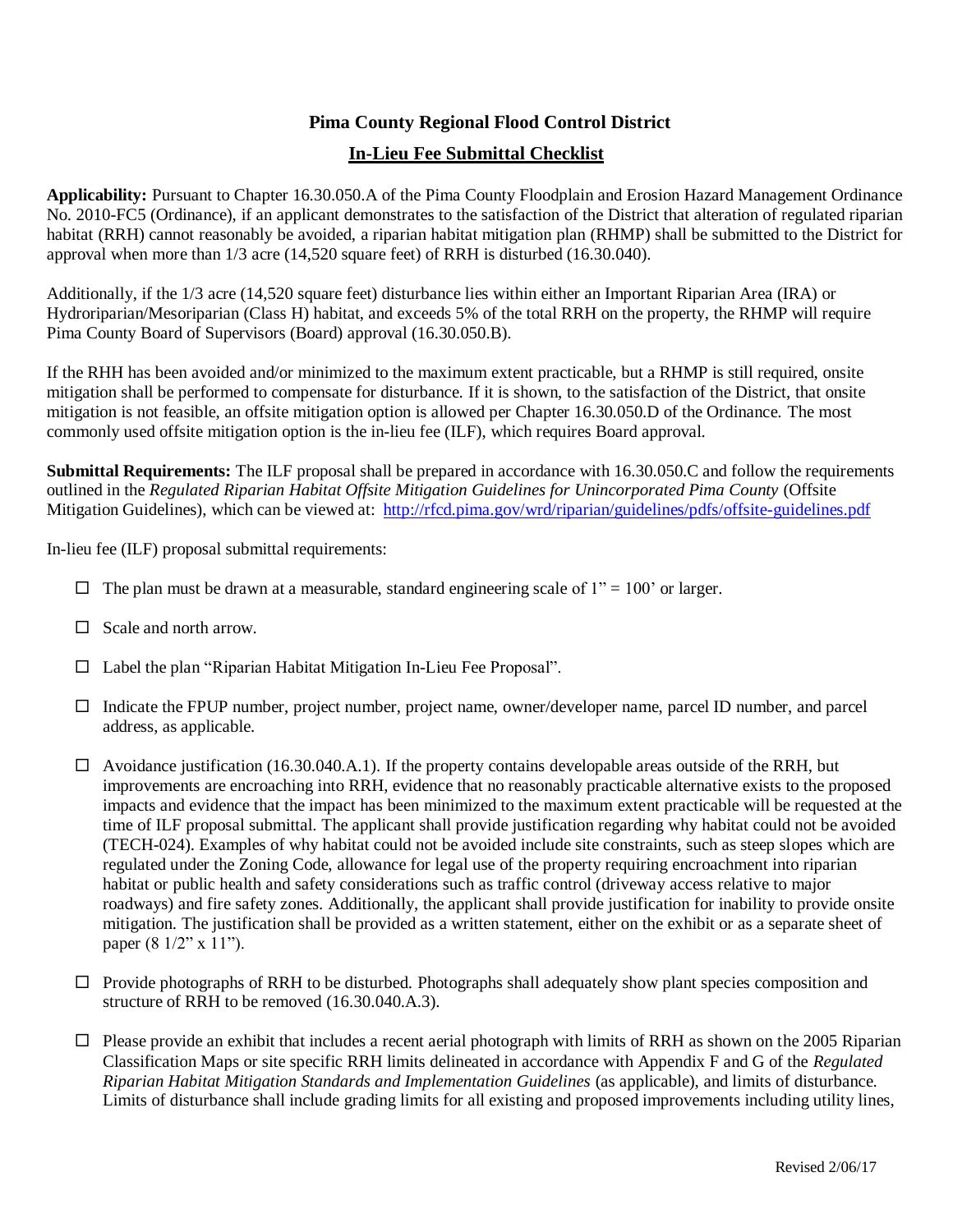# Pima County Regional Flood Control District

## In-Lieu Fee Submittal Checklist

**Applicability:** Pursuant to Chapter 16.30.050.A of the Pima County Floodplain and Erosion Hazard Management Ordinance No. 2010-FC5 (Ordinance), if an applicant demonstrates to the satisfaction of the District that alteration of regulated riparian habitat (RRH) cannot reasonably be avoided, a riparian habitat mitigation plan (RHMP) shall be submitted to the District for approval when more than 1/3 acre (14,520 square feet) of RRH is disturbed (16.30.040).

Additionally, if the 1/3 acre (14,520 square feet) disturbance lies within either an Important Riparian Area (IRA) or Hydroriparian/Mesoriparian (Class H) habitat, and exceeds 5% of the total RRH on the property, the RHMP will require Pima County Board of Supervisors (Board) approval (16.30.050.B).

If the RHH has been avoided and/or minimized to the maximum extent practicable, but a RHMP is still required, onsite mitigation shall be performed to compensate for disturbance. If it is shown, to the satisfaction of the District, that onsite mitigation is not feasible, an offsite mitigation option is allowed per Chapter 16.30.050.D of the Ordinance. The most commonly used offsite mitigation option is the in-lieu fee (ILF), which requires Board approval.

**Submittal Requirements:** The ILF proposal shall be prepared in accordance with 16.30.050.C and follow the requirements outlined in the *Regulated Riparian Habitat Offsite Mitigation Guidelines for Unincorporated Pima County* (Offsite Mitigation Guidelines), which can be viewed at: http://rfcd.pima.gov/wrd/riparian/guidelines/pdfs/offsite-guidelines.pdf

In-lieu fee (ILF) proposal submittal requirements:

- ☐ The plan must be drawn at a measurable, standard engineering scale of 1" = 100' or larger.
- ☐ Scale and north arrow.
- ☐ Label the plan "Riparian Habitat Mitigation In-Lieu Fee Proposal".
- ☐ Indicate the FPUP number, project number, project name, owner/developer name, parcel ID number, and parcel address, as applicable.
- ☐ Avoidance justification (16.30.040.A.1). If the property contains developable areas outside of the RRH, but improvements are encroaching into RRH, evidence that no reasonably practicable alternative exists to the proposed impacts and evidence that the impact has been minimized to the maximum extent practicable will be requested at the time of ILF proposal submittal. The applicant shall provide justification regarding why habitat could not be avoided (TECH-024). Examples of why habitat could not be avoided include site constraints, such as steep slopes which are regulated under the Zoning Code, allowance for legal use of the property requiring encroachment into riparian habitat or public health and safety considerations such as traffic control (driveway access relative to major roadways) and fire safety zones. Additionally, the applicant shall provide justification for inability to provide onsite mitigation. The justification shall be provided as a written statement, either on the exhibit or as a separate sheet of paper (8 1/2" x 11").
- ☐ Provide photographs of RRH to be disturbed. Photographs shall adequately show plant species composition and structure of RRH to be removed (16.30.040.A.3).
- ☐ Please provide an exhibit that includes a recent aerial photograph with limits of RRH as shown on the 2005 Riparian Classification Maps or site specific RRH limits delineated in accordance with Appendix F and G of the *Regulated Riparian Habitat Mitigation Standards and Implementation Guidelines* (as applicable), and limits of disturbance. Limits of disturbance shall include grading limits for all existing and proposed improvements including utility lines,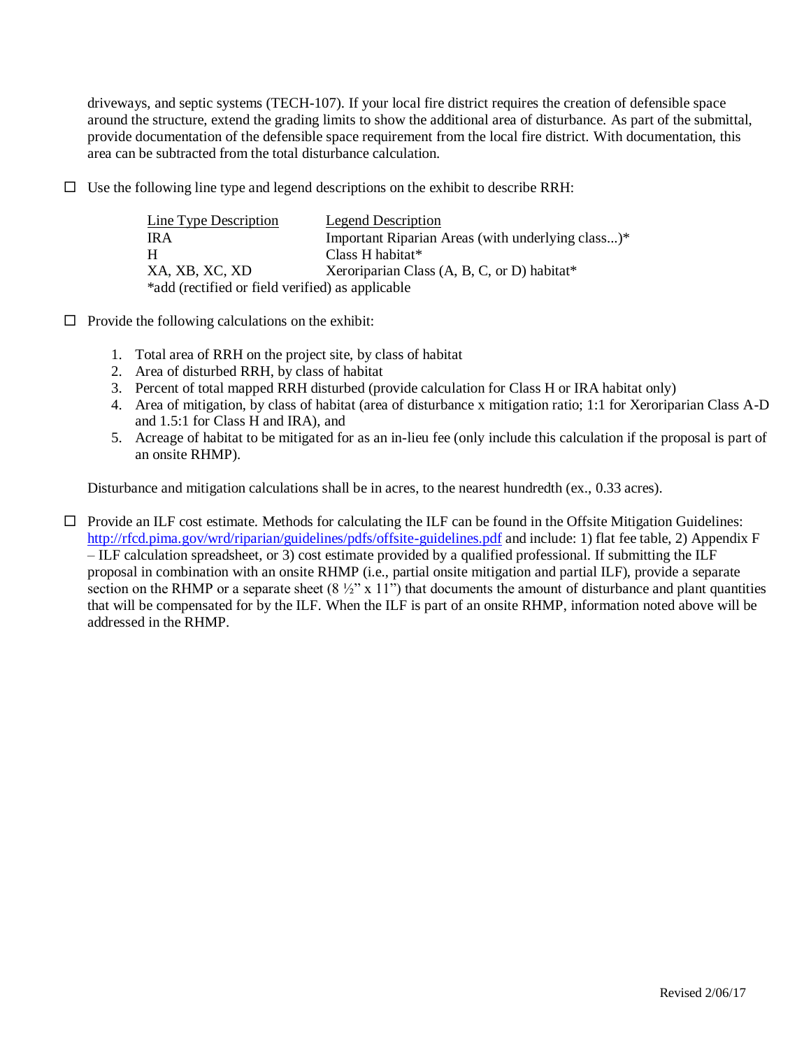driveways, and septic systems (TECH-107). If your local fire district requires the creation of defensible space around the structure, extend the grading limits to show the additional area of disturbance. As part of the submittal, provide documentation of the defensible space requirement from the local fire district. With documentation, this area can be subtracted from the total disturbance calculation.

☐ Use the following line type and legend descriptions on the exhibit to describe RRH:

| Line Type Description | Legend Description |
| --- | --- |
| IRA | Important Riparian Areas (with underlying class...)* |
| H | Class H habitat* |
| XA, XB, XC, XD | Xeroriparian Class (A, B, C, or D) habitat* |

*add (rectified or field verified) as applicable

☐ Provide the following calculations on the exhibit:

1. Total area of RRH on the project site, by class of habitat
2. Area of disturbed RRH, by class of habitat
3. Percent of total mapped RRH disturbed (provide calculation for Class H or IRA habitat only)
4. Area of mitigation, by class of habitat (area of disturbance x mitigation ratio; 1:1 for Xeroriparian Class A-D and 1.5:1 for Class H and IRA), and
5. Acreage of habitat to be mitigated for as an in-lieu fee (only include this calculation if the proposal is part of an onsite RHMP).

Disturbance and mitigation calculations shall be in acres, to the nearest hundredth (ex., 0.33 acres).

☐ Provide an ILF cost estimate. Methods for calculating the ILF can be found in the Offsite Mitigation Guidelines: [http://rfcd.pima.gov/wrd/riparian/guidelines/pdfs/offsite-guidelines.pdf](http://rfcd.pima.gov/wrd/riparian/guidelines/pdfs/offsite-guidelines.pdf) and include: 1) flat fee table, 2) Appendix F – ILF calculation spreadsheet, or 3) cost estimate provided by a qualified professional. If submitting the ILF proposal in combination with an onsite RHMP (i.e., partial onsite mitigation and partial ILF), provide a separate section on the RHMP or a separate sheet (8 ½" x 11") that documents the amount of disturbance and plant quantities that will be compensated for by the ILF. When the ILF is part of an onsite RHMP, information noted above will be addressed in the RHMP.

Revised 2/06/17